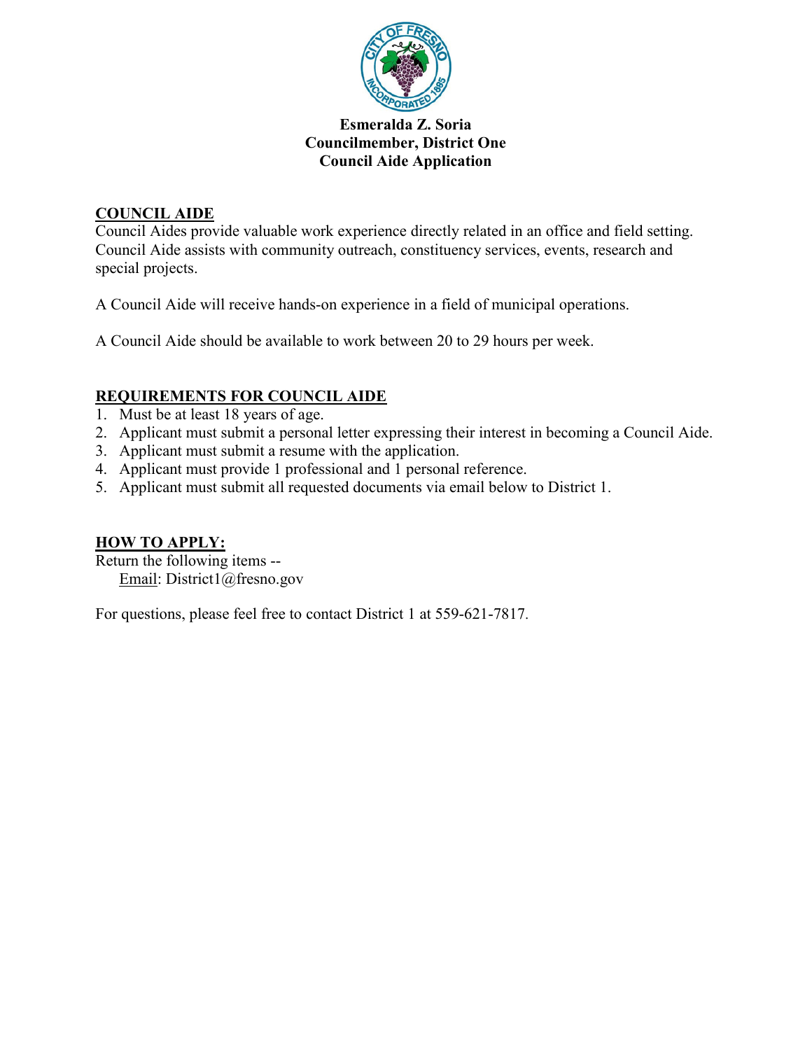**Esmeralda Z. Soria**
**Councilmember, District One**
**Council Aide Application**

## COUNCIL AIDE

Council Aides provide valuable work experience directly related in an office and field setting. Council Aide assists with community outreach, constituency services, events, research and special projects.

A Council Aide will receive hands-on experience in a field of municipal operations.

A Council Aide should be available to work between 20 to 29 hours per week.

## REQUIREMENTS FOR COUNCIL AIDE

1. Must be at least 18 years of age.
2. Applicant must submit a personal letter expressing their interest in becoming a Council Aide.
3. Applicant must submit a resume with the application.
4. Applicant must provide 1 professional and 1 personal reference.
5. Applicant must submit all requested documents via email below to District 1.

## HOW TO APPLY:

Return the following items --

Email: District1@fresno.gov

For questions, please feel free to contact District 1 at 559-621-7817.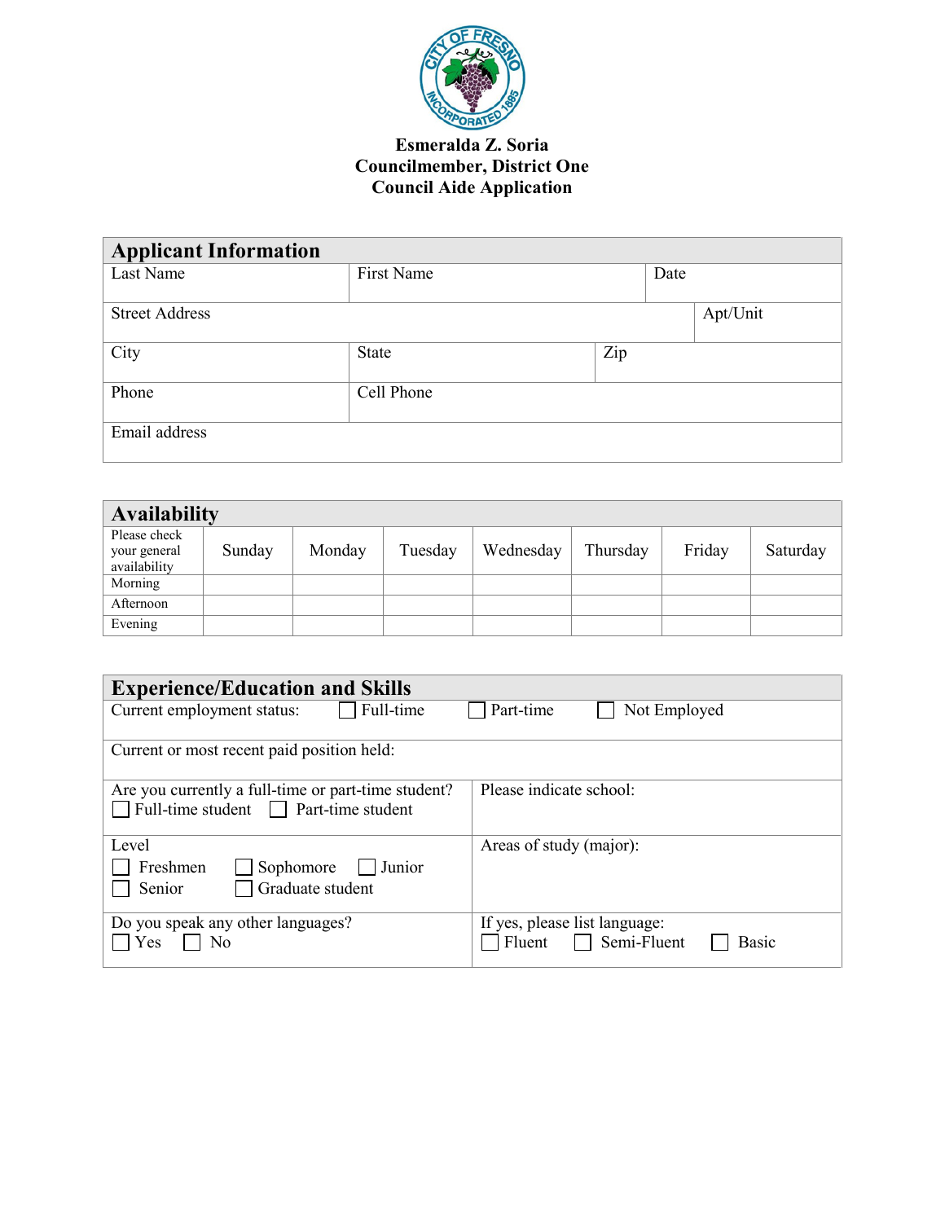**Esmeralda Z. Soria**
**Councilmember, District One**
**Council Aide Application**

## Applicant Information

| Last Name | First Name | Date |
|---|---|---|
| Street Address | | Apt/Unit |
| City | State | Zip |
| Phone | Cell Phone | |
| Email address | | |

## Availability

| Please check your general availability | Sunday | Monday | Tuesday | Wednesday | Thursday | Friday | Saturday |
|---|---|---|---|---|---|---|---|
| Morning | | | | | | | |
| Afternoon | | | | | | | |
| Evening | | | | | | | |

## Experience/Education and Skills

| | |
|---|---|
| Current employment status: ☐ Full-time ☐ Part-time ☐ Not Employed | |
| Current or most recent paid position held: | |
| Are you currently a full-time or part-time student? ☐ Full-time student ☐ Part-time student | Please indicate school: |
| Level ☐ Freshmen ☐ Sophomore ☐ Junior ☐ Senior ☐ Graduate student | Areas of study (major): |
| Do you speak any other languages? ☐ Yes ☐ No | If yes, please list language: ☐ Fluent ☐ Semi-Fluent ☐ Basic |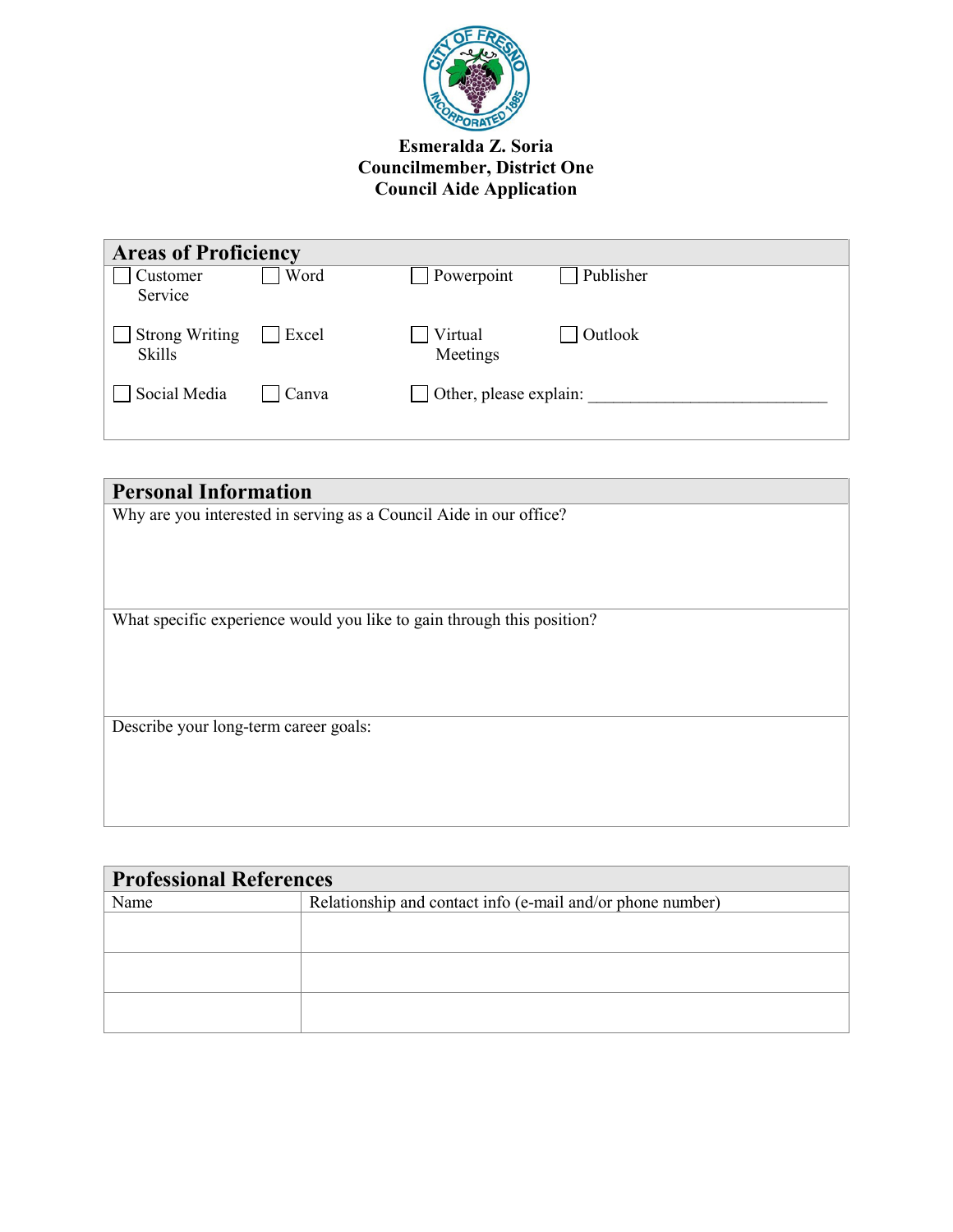**Esmeralda Z. Soria**
**Councilmember, District One**
**Council Aide Application**

## Areas of Proficiency

| | | | |
|---|---|---|---|
| ☐ Customer Service | ☐ Word | ☐ Powerpoint | ☐ Publisher |
| ☐ Strong Writing Skills | ☐ Excel | ☐ Virtual Meetings | ☐ Outlook |
| ☐ Social Media | ☐ Canva | ☐ Other, please explain: ____________________________ | |

## Personal Information

Why are you interested in serving as a Council Aide in our office?

What specific experience would you like to gain through this position?

Describe your long-term career goals:

## Professional References

| Name | Relationship and contact info (e-mail and/or phone number) |
|---|---|
| | |
| | |
| | |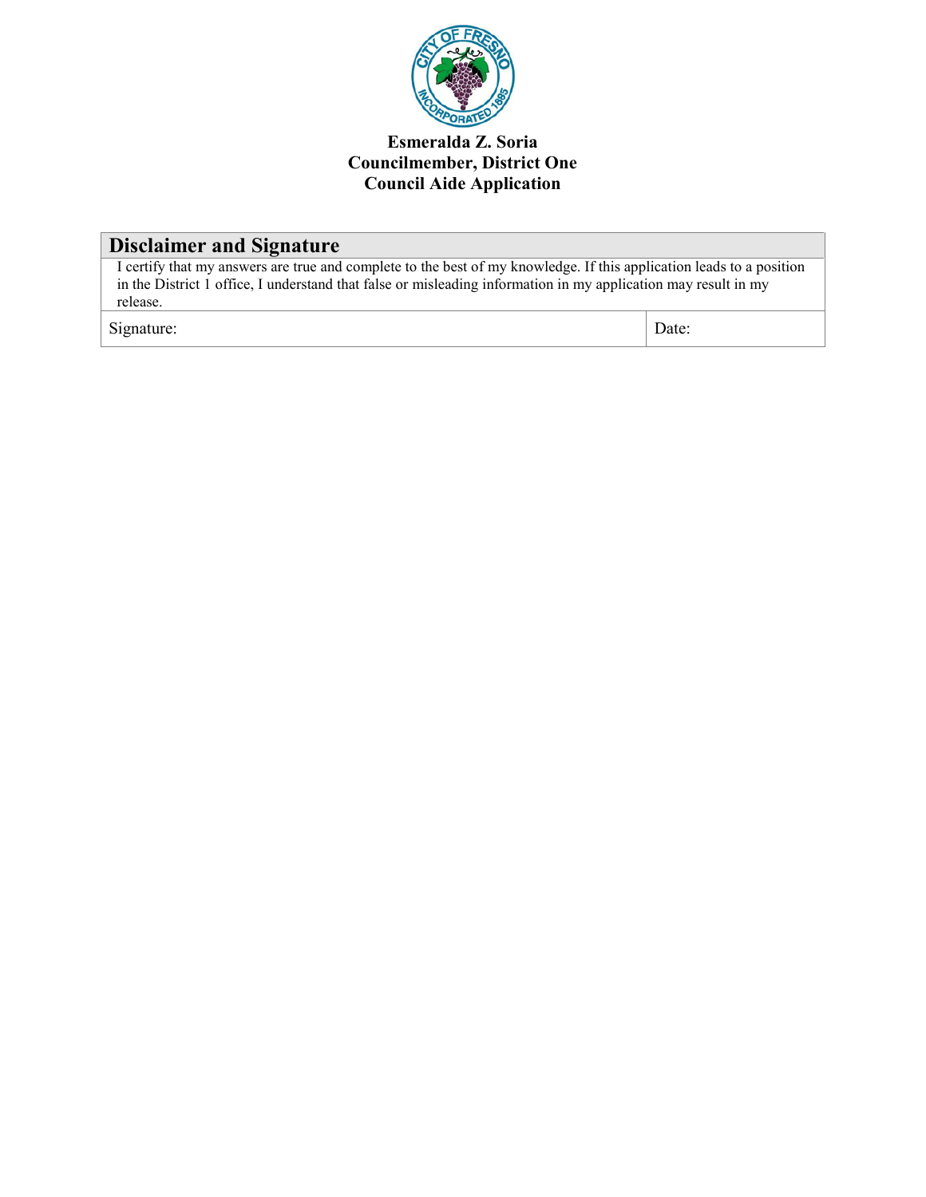**Esmeralda Z. Soria**
**Councilmember, District One**
**Council Aide Application**

## Disclaimer and Signature

I certify that my answers are true and complete to the best of my knowledge. If this application leads to a position in the District 1 office, I understand that false or misleading information in my application may result in my release.

| | |
|---|---|
| Signature: | Date: |